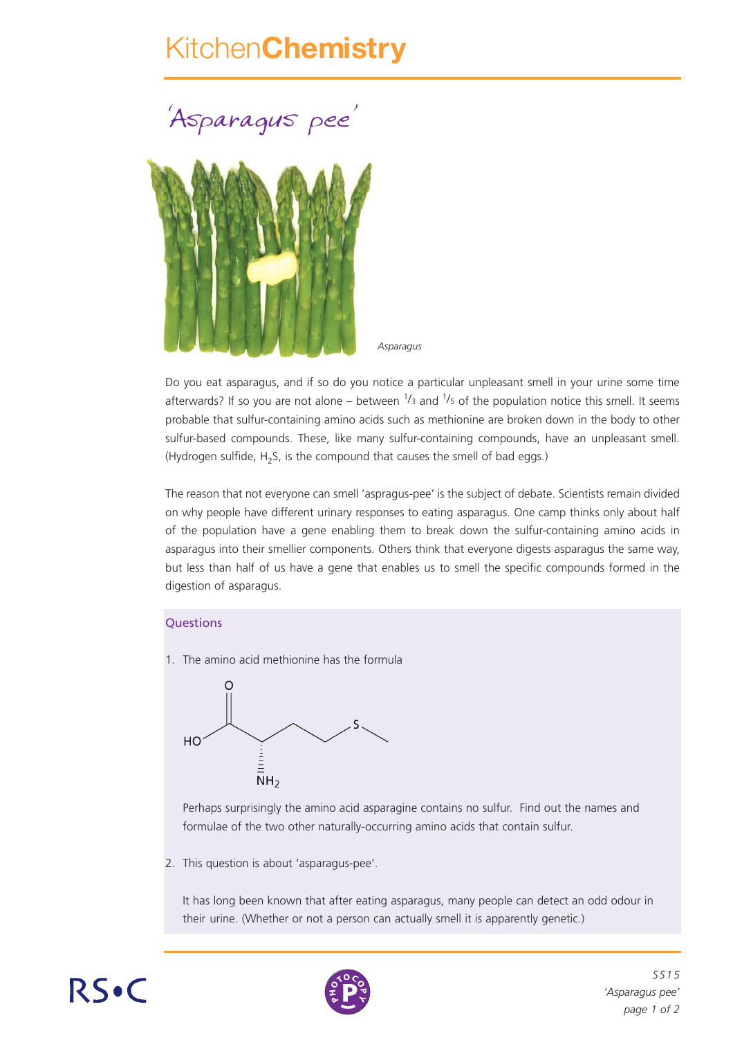# Kitchen**Chemistry**

## 'Asparagus pee'

*Asparagus*

Do you eat asparagus, and if so do you notice a particular unpleasant smell in your urine some time afterwards? If so you are not alone – between $\frac{1}{3}$ and $\frac{1}{5}$ of the population notice this smell. It seems probable that sulfur-containing amino acids such as methionine are broken down in the body to other sulfur-based compounds. These, like many sulfur-containing compounds, have an unpleasant smell. (Hydrogen sulfide, $H_2S$, is the compound that causes the smell of bad eggs.)

The reason that not everyone can smell 'aspragus-pee' is the subject of debate. Scientists remain divided on why people have different urinary responses to eating asparagus. One camp thinks only about half of the population have a gene enabling them to break down the sulfur-containing amino acids in asparagus into their smellier components. Others think that everyone digests asparagus the same way, but less than half of us have a gene that enables us to smell the specific compounds formed in the digestion of asparagus.

### Questions

1. The amino acid methionine has the formula

   HO–C(=O)–CH($NH_2$)–$CH_2$–$CH_2$–S–$CH_3$

   Perhaps surprisingly the amino acid asparagine contains no sulfur. Find out the names and formulae of the two other naturally-occurring amino acids that contain sulfur.

2. This question is about 'asparagus-pee'.

   It has long been known that after eating asparagus, many people can detect an odd odour in their urine. (Whether or not a person can actually smell it is apparently genetic.)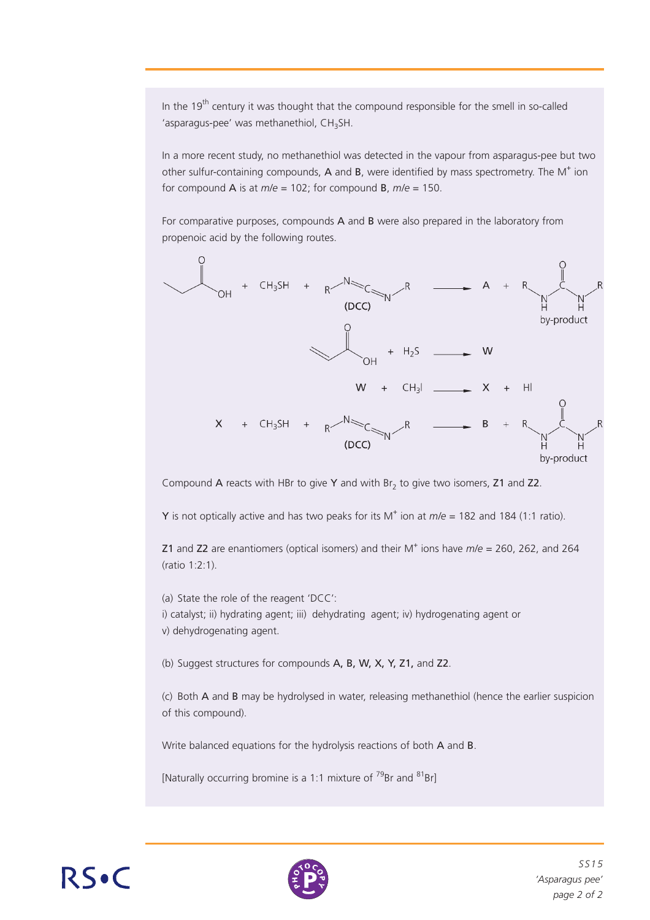In the 19th century it was thought that the compound responsible for the smell in so-called 'asparagus-pee' was methanethiol, $CH_3SH$.

In a more recent study, no methanethiol was detected in the vapour from asparagus-pee but two other sulfur-containing compounds, A and B, were identified by mass spectrometry. The $M^+$ ion for compound A is at *m/e* = 102; for compound B, *m/e* = 150.

For comparative purposes, compounds A and B were also prepared in the laboratory from propenoic acid by the following routes.

$CH_3CH_2COOH$ + $CH_3SH$ + R–N=C=N–R (DCC) ⟶ A + RNH–C(=O)–NHR (by-product)

$CH_2=CHCOOH$ + $H_2S$ ⟶ W

W + $CH_3I$ ⟶ X + HI

X + $CH_3SH$ + R–N=C=N–R (DCC) ⟶ B + RNH–C(=O)–NHR (by-product)

Compound A reacts with HBr to give Y and with $Br_2$ to give two isomers, **Z1** and **Z2**.

Y is not optically active and has two peaks for its $M^+$ ion at *m/e* = 182 and 184 (1:1 ratio).

**Z1** and **Z2** are enantiomers (optical isomers) and their $M^+$ ions have *m/e* = 260, 262, and 264 (ratio 1:2:1).

(a) State the role of the reagent 'DCC':
i) catalyst; ii) hydrating agent; iii) dehydrating agent; iv) hydrogenating agent or
v) dehydrogenating agent.

(b) Suggest structures for compounds **A, B, W, X, Y, Z1,** and **Z2**.

(c) Both A and B may be hydrolysed in water, releasing methanethiol (hence the earlier suspicion of this compound).

Write balanced equations for the hydrolysis reactions of both A and B.

[Naturally occurring bromine is a 1:1 mixture of $^{79}Br$ and $^{81}Br$]